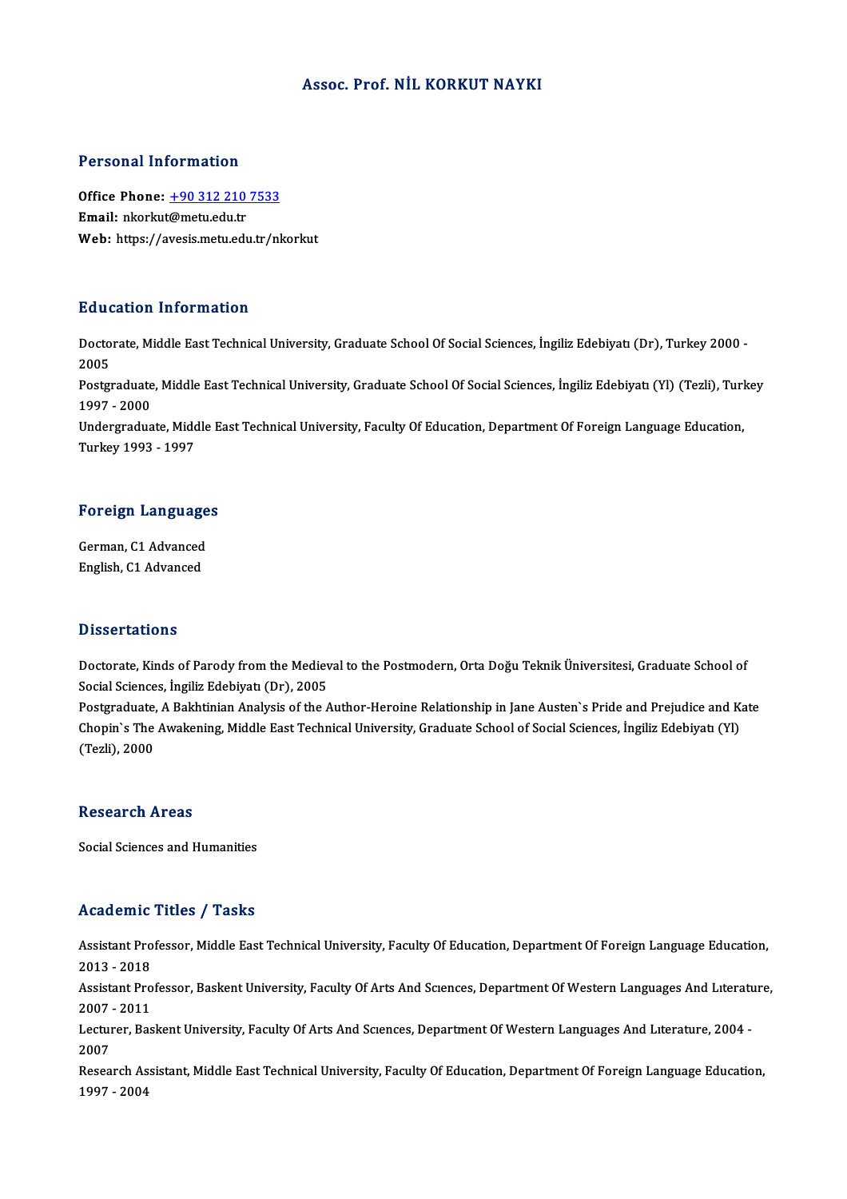# Assoc. Prof. NİL KORKUT NAYKI

## Personal Information

**Office Phone:** +90 312 210 7533
**Email:** nkorkut@metu.edu.tr
**Web:** https://avesis.metu.edu.tr/nkorkut

## Education Information

Doctorate, Middle East Technical University, Graduate School Of Social Sciences, İngiliz Edebiyatı (Dr), Turkey 2000 - 2005
Postgraduate, Middle East Technical University, Graduate School Of Social Sciences, İngiliz Edebiyatı (Yl) (Tezli), Turkey 1997 - 2000
Undergraduate, Middle East Technical University, Faculty Of Education, Department Of Foreign Language Education, Turkey 1993 - 1997

## Foreign Languages

German, C1 Advanced
English, C1 Advanced

## Dissertations

Doctorate, Kinds of Parody from the Medieval to the Postmodern, Orta Doğu Teknik Üniversitesi, Graduate School of Social Sciences, İngiliz Edebiyatı (Dr), 2005
Postgraduate, A Bakhtinian Analysis of the Author-Heroine Relationship in Jane Austen`s Pride and Prejudice and Kate Chopin`s The Awakening, Middle East Technical University, Graduate School of Social Sciences, İngiliz Edebiyatı (Yl) (Tezli), 2000

## Research Areas

Social Sciences and Humanities

## Academic Titles / Tasks

Assistant Professor, Middle East Technical University, Faculty Of Education, Department Of Foreign Language Education, 2013 - 2018
Assistant Professor, Baskent University, Faculty Of Arts And Scıences, Department Of Western Languages And Lıterature, 2007 - 2011
Lecturer, Baskent University, Faculty Of Arts And Scıences, Department Of Western Languages And Lıterature, 2004 - 2007
Research Assistant, Middle East Technical University, Faculty Of Education, Department Of Foreign Language Education, 1997 - 2004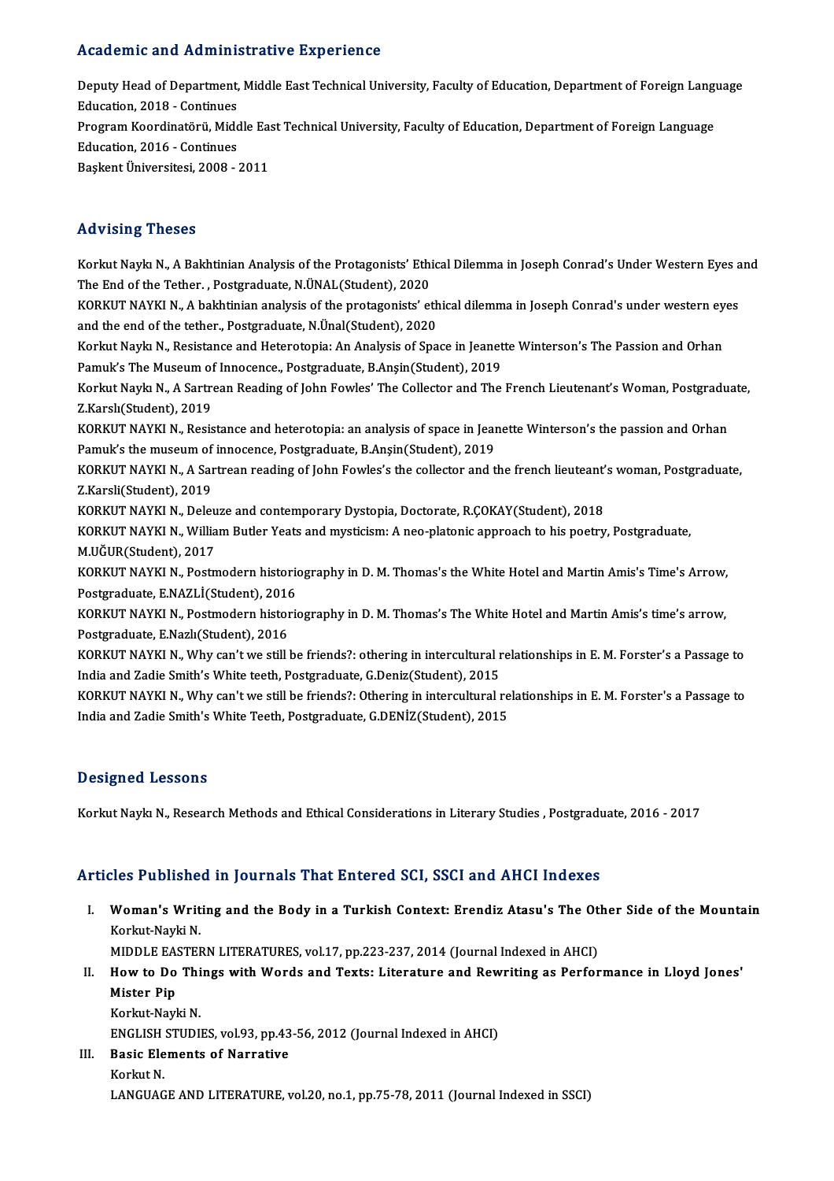## Academic and Administrative Experience

Deputy Head of Department, Middle East Technical University, Faculty of Education, Department of Foreign Language Education, 2018 - Continues

Program Koordinatörü, Middle East Technical University, Faculty of Education, Department of Foreign Language Education, 2016 - Continues

Başkent Üniversitesi, 2008 - 2011

## Advising Theses

Korkut Naykı N., A Bakhtinian Analysis of the Protagonists' Ethical Dilemma in Joseph Conrad's Under Western Eyes and The End of the Tether. , Postgraduate, N.ÜNAL(Student), 2020

KORKUT NAYKI N., A bakhtinian analysis of the protagonists' ethical dilemma in Joseph Conrad's under western eyes and the end of the tether., Postgraduate, N.Ünal(Student), 2020

Korkut Naykı N., Resistance and Heterotopia: An Analysis of Space in Jeanette Winterson's The Passion and Orhan Pamuk's The Museum of Innocence., Postgraduate, B.Anşin(Student), 2019

Korkut Naykı N., A Sartrean Reading of John Fowles' The Collector and The French Lieutenant's Woman, Postgraduate, Z.Karslı(Student), 2019

KORKUT NAYKI N., Resistance and heterotopia: an analysis of space in Jeanette Winterson's the passion and Orhan Pamuk's the museum of innocence, Postgraduate, B.Anşin(Student), 2019

KORKUT NAYKI N., A Sartrean reading of John Fowles's the collector and the french lieuteant's woman, Postgraduate, Z.Karsli(Student), 2019

KORKUT NAYKI N., Deleuze and contemporary Dystopia, Doctorate, R.ÇOKAY(Student), 2018

KORKUT NAYKI N., William Butler Yeats and mysticism: A neo-platonic approach to his poetry, Postgraduate, M.UĞUR(Student), 2017

KORKUT NAYKI N., Postmodern historiography in D. M. Thomas's the White Hotel and Martin Amis's Time's Arrow, Postgraduate, E.NAZLİ(Student), 2016

KORKUT NAYKI N., Postmodern historiography in D. M. Thomas's The White Hotel and Martin Amis's time's arrow, Postgraduate, E.Nazlı(Student), 2016

KORKUT NAYKI N., Why can't we still be friends?: othering in intercultural relationships in E. M. Forster's a Passage to India and Zadie Smith's White teeth, Postgraduate, G.Deniz(Student), 2015

KORKUT NAYKI N., Why can't we still be friends?: Othering in intercultural relationships in E. M. Forster's a Passage to India and Zadie Smith's White Teeth, Postgraduate, G.DENİZ(Student), 2015

## Designed Lessons

Korkut Naykı N., Research Methods and Ethical Considerations in Literary Studies , Postgraduate, 2016 - 2017

## Articles Published in Journals That Entered SCI, SSCI and AHCI Indexes

I. **Woman's Writing and the Body in a Turkish Context: Erendiz Atasu's The Other Side of the Mountain**
   Korkut-Nayki N.
   MIDDLE EASTERN LITERATURES, vol.17, pp.223-237, 2014 (Journal Indexed in AHCI)

II. **How to Do Things with Words and Texts: Literature and Rewriting as Performance in Lloyd Jones' Mister Pip**
   Korkut-Nayki N.
   ENGLISH STUDIES, vol.93, pp.43-56, 2012 (Journal Indexed in AHCI)

III. **Basic Elements of Narrative**
   Korkut N.
   LANGUAGE AND LITERATURE, vol.20, no.1, pp.75-78, 2011 (Journal Indexed in SSCI)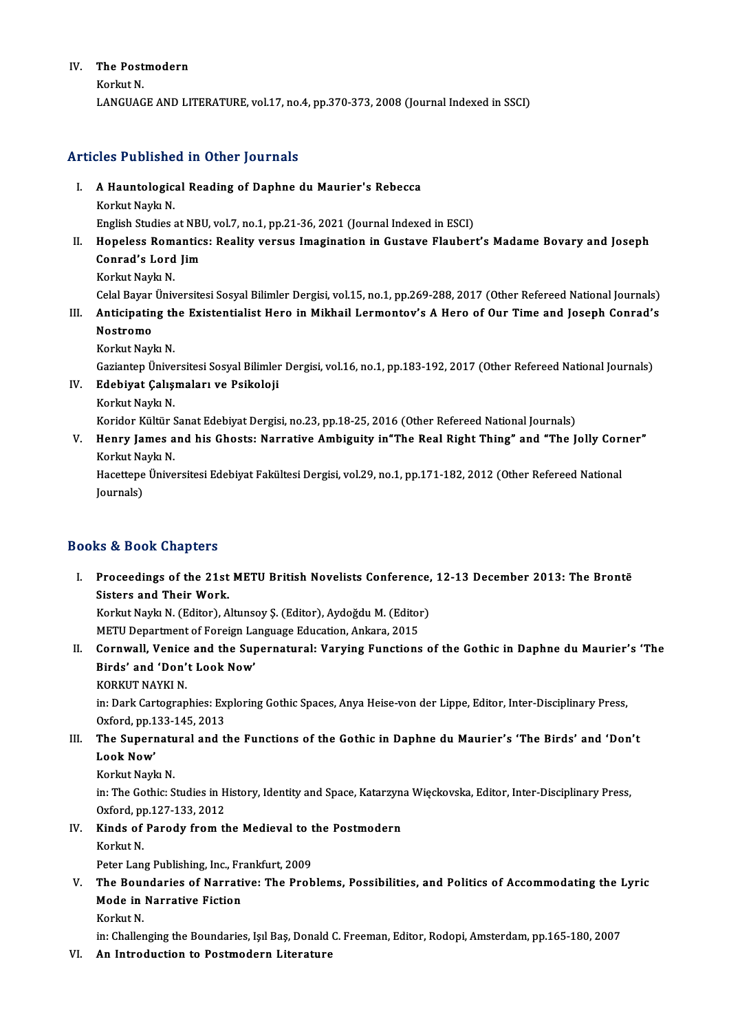IV. **The Postmodern**
Korkut N.
LANGUAGE AND LITERATURE, vol.17, no.4, pp.370-373, 2008 (Journal Indexed in SSCI)

## Articles Published in Other Journals

I. **A Hauntological Reading of Daphne du Maurier's Rebecca**
Korkut Naykı N.
English Studies at NBU, vol.7, no.1, pp.21-36, 2021 (Journal Indexed in ESCI)

II. **Hopeless Romantics: Reality versus Imagination in Gustave Flaubert's Madame Bovary and Joseph Conrad's Lord Jim**
Korkut Naykı N.
Celal Bayar Üniversitesi Sosyal Bilimler Dergisi, vol.15, no.1, pp.269-288, 2017 (Other Refereed National Journals)

III. **Anticipating the Existentialist Hero in Mikhail Lermontov's A Hero of Our Time and Joseph Conrad's Nostromo**
Korkut Naykı N.
Gaziantep Üniversitesi Sosyal Bilimler Dergisi, vol.16, no.1, pp.183-192, 2017 (Other Refereed National Journals)

IV. **Edebiyat Çalışmaları ve Psikoloji**
Korkut Naykı N.
Koridor Kültür Sanat Edebiyat Dergisi, no.23, pp.18-25, 2016 (Other Refereed National Journals)

V. **Henry James and his Ghosts: Narrative Ambiguity in"The Real Right Thing" and "The Jolly Corner"**
Korkut Naykı N.
Hacettepe Üniversitesi Edebiyat Fakültesi Dergisi, vol.29, no.1, pp.171-182, 2012 (Other Refereed National Journals)

## Books & Book Chapters

I. **Proceedings of the 21st METU British Novelists Conference, 12-13 December 2013: The Brontë Sisters and Their Work.**
Korkut Naykı N. (Editor), Altunsoy Ş. (Editor), Aydoğdu M. (Editor)
METU Department of Foreign Language Education, Ankara, 2015

II. **Cornwall, Venice and the Supernatural: Varying Functions of the Gothic in Daphne du Maurier's 'The Birds' and 'Don't Look Now'**
KORKUT NAYKI N.
in: Dark Cartographies: Exploring Gothic Spaces, Anya Heise-von der Lippe, Editor, Inter-Disciplinary Press, Oxford, pp.133-145, 2013

III. **The Supernatural and the Functions of the Gothic in Daphne du Maurier's 'The Birds' and 'Don't Look Now'**
Korkut Naykı N.
in: The Gothic: Studies in History, Identity and Space, Katarzyna Więckovska, Editor, Inter-Disciplinary Press, Oxford, pp.127-133, 2012

IV. **Kinds of Parody from the Medieval to the Postmodern**
Korkut N.
Peter Lang Publishing, Inc., Frankfurt, 2009

V. **The Boundaries of Narrative: The Problems, Possibilities, and Politics of Accommodating the Lyric Mode in Narrative Fiction**
Korkut N.
in: Challenging the Boundaries, Işıl Baş, Donald C. Freeman, Editor, Rodopi, Amsterdam, pp.165-180, 2007

VI. **An Introduction to Postmodern Literature**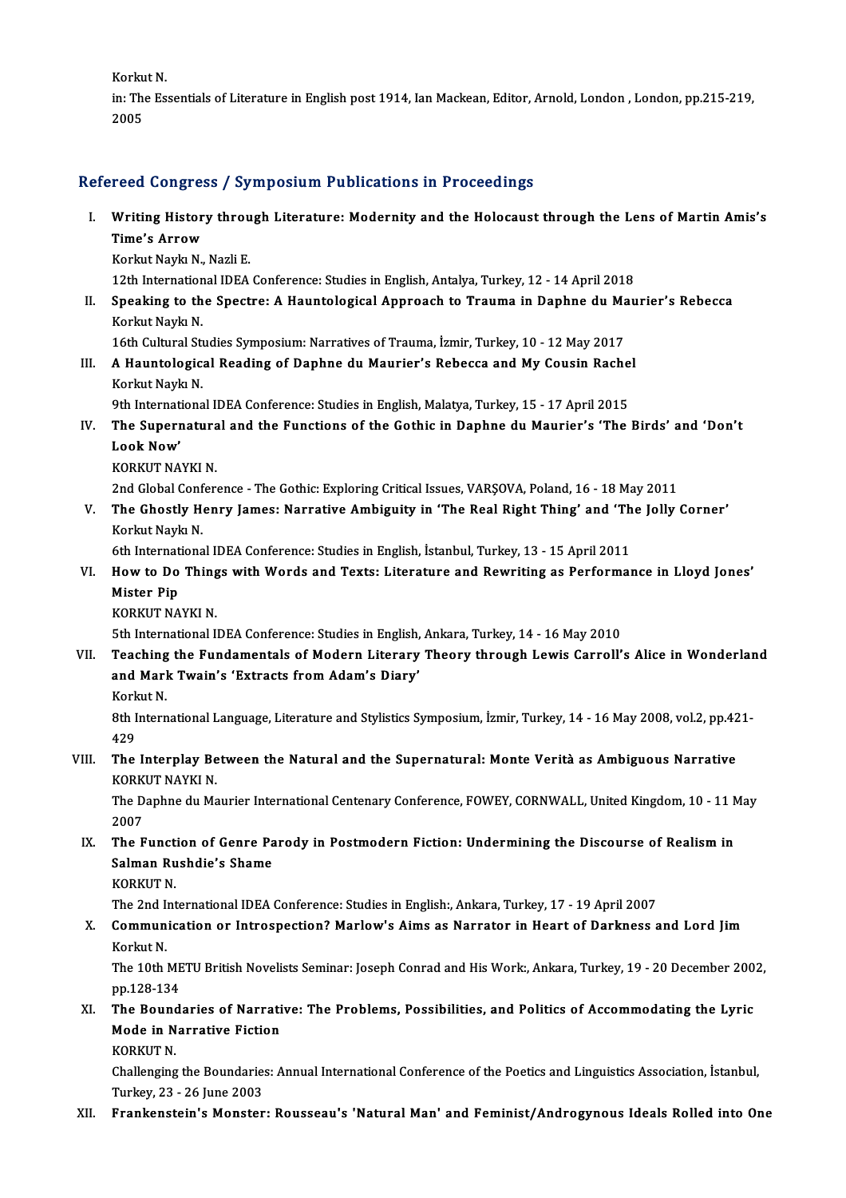Korkut N.
in: The Essentials of Literature in English post 1914, Ian Mackean, Editor, Arnold, London , London, pp.215-219, 2005

## Refereed Congress / Symposium Publications in Proceedings

I. **Writing History through Literature: Modernity and the Holocaust through the Lens of Martin Amis's Time's Arrow**
Korkut Naykı N., Nazli E.
12th International IDEA Conference: Studies in English, Antalya, Turkey, 12 - 14 April 2018

II. **Speaking to the Spectre: A Hauntological Approach to Trauma in Daphne du Maurier's Rebecca**
Korkut Naykı N.
16th Cultural Studies Symposium: Narratives of Trauma, İzmir, Turkey, 10 - 12 May 2017

III. **A Hauntological Reading of Daphne du Maurier's Rebecca and My Cousin Rachel**
Korkut Naykı N.
9th International IDEA Conference: Studies in English, Malatya, Turkey, 15 - 17 April 2015

IV. **The Supernatural and the Functions of the Gothic in Daphne du Maurier's 'The Birds' and 'Don't Look Now'**
KORKUT NAYKI N.
2nd Global Conference - The Gothic: Exploring Critical Issues, VARŞOVA, Poland, 16 - 18 May 2011

V. **The Ghostly Henry James: Narrative Ambiguity in 'The Real Right Thing' and 'The Jolly Corner'**
Korkut Naykı N.
6th International IDEA Conference: Studies in English, İstanbul, Turkey, 13 - 15 April 2011

VI. **How to Do Things with Words and Texts: Literature and Rewriting as Performance in Lloyd Jones' Mister Pip**
KORKUT NAYKI N.
5th International IDEA Conference: Studies in English, Ankara, Turkey, 14 - 16 May 2010

VII. **Teaching the Fundamentals of Modern Literary Theory through Lewis Carroll's Alice in Wonderland and Mark Twain's 'Extracts from Adam's Diary'**
Korkut N.
8th International Language, Literature and Stylistics Symposium, İzmir, Turkey, 14 - 16 May 2008, vol.2, pp.421-429

VIII. **The Interplay Between the Natural and the Supernatural: Monte Verità as Ambiguous Narrative**
KORKUT NAYKI N.
The Daphne du Maurier International Centenary Conference, FOWEY, CORNWALL, United Kingdom, 10 - 11 May 2007

IX. **The Function of Genre Parody in Postmodern Fiction: Undermining the Discourse of Realism in Salman Rushdie's Shame**
KORKUT N.
The 2nd International IDEA Conference: Studies in English:, Ankara, Turkey, 17 - 19 April 2007

X. **Communication or Introspection? Marlow's Aims as Narrator in Heart of Darkness and Lord Jim**
Korkut N.
The 10th METU British Novelists Seminar: Joseph Conrad and His Work:, Ankara, Turkey, 19 - 20 December 2002, pp.128-134

XI. **The Boundaries of Narrative: The Problems, Possibilities, and Politics of Accommodating the Lyric Mode in Narrative Fiction**
KORKUT N.
Challenging the Boundaries: Annual International Conference of the Poetics and Linguistics Association, İstanbul, Turkey, 23 - 26 June 2003

XII. **Frankenstein's Monster: Rousseau's 'Natural Man' and Feminist/Androgynous Ideals Rolled into One**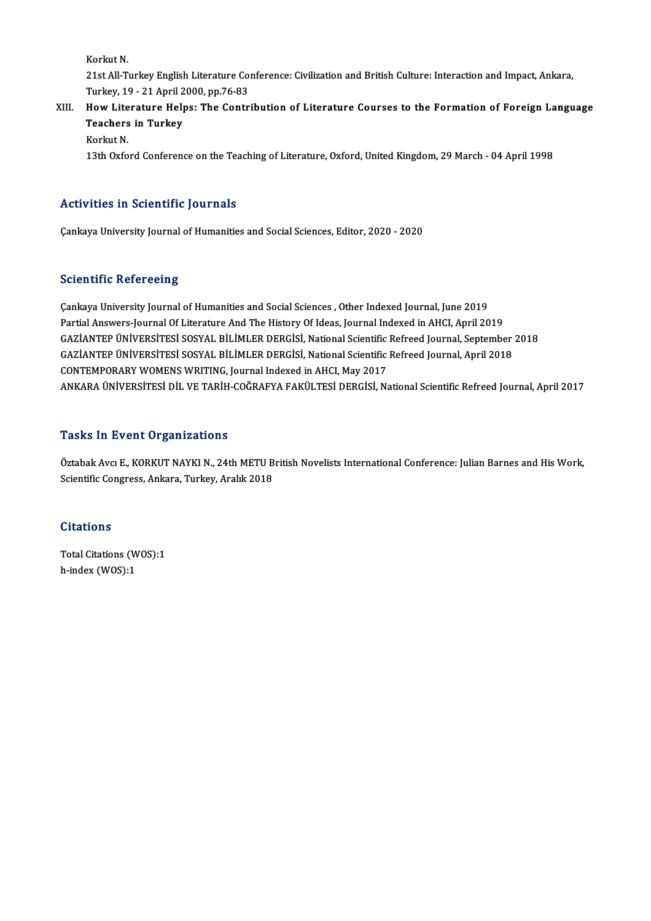Korkut N.

21st All-Turkey English Literature Conference: Civilization and British Culture: Interaction and Impact, Ankara, Turkey, 19 - 21 April 2000, pp.76-83

XIII. **How Literature Helps: The Contribution of Literature Courses to the Formation of Foreign Language Teachers in Turkey**

Korkut N.

13th Oxford Conference on the Teaching of Literature, Oxford, United Kingdom, 29 March - 04 April 1998

## Activities in Scientific Journals

Çankaya University Journal of Humanities and Social Sciences, Editor, 2020 - 2020

## Scientific Refereeing

Çankaya University Journal of Humanities and Social Sciences , Other Indexed Journal, June 2019
Partial Answers-Journal Of Literature And The History Of Ideas, Journal Indexed in AHCI, April 2019
GAZİANTEP ÜNİVERSİTESİ SOSYAL BİLİMLER DERGİSİ, National Scientific Refreed Journal, September 2018
GAZİANTEP ÜNİVERSİTESİ SOSYAL BİLİMLER DERGİSİ, National Scientific Refreed Journal, April 2018
CONTEMPORARY WOMENS WRITING, Journal Indexed in AHCI, May 2017
ANKARA ÜNİVERSİTESİ DİL VE TARİH-COĞRAFYA FAKÜLTESİ DERGİSİ, National Scientific Refreed Journal, April 2017

## Tasks In Event Organizations

Öztabak Avcı E., KORKUT NAYKI N., 24th METU British Novelists International Conference: Julian Barnes and His Work, Scientific Congress, Ankara, Turkey, Aralık 2018

## Citations

Total Citations (WOS):1
h-index (WOS):1